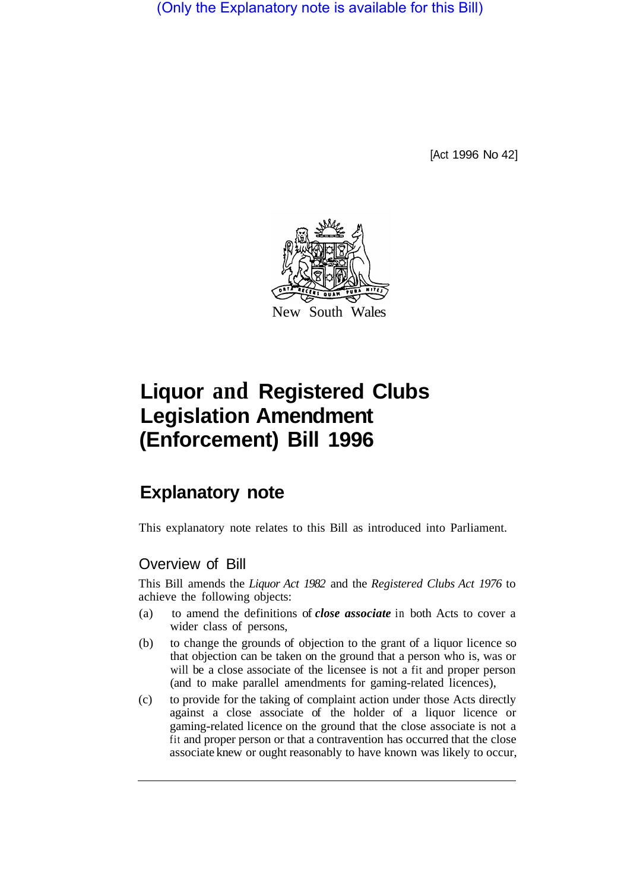(Only the Explanatory note is available for this Bill)

[Act 1996 No 42]

New South Wales

# Liquor and Registered Clubs Legislation Amendment (Enforcement) Bill 1996

## Explanatory note

This explanatory note relates to this Bill as introduced into Parliament.

### Overview of Bill

This Bill amends the *Liquor Act 1982* and the *Registered Clubs Act 1976* to achieve the following objects:

(a) to amend the definitions of ***close associate*** in both Acts to cover a wider class of persons,

(b) to change the grounds of objection to the grant of a liquor licence so that objection can be taken on the ground that a person who is, was or will be a close associate of the licensee is not a fit and proper person (and to make parallel amendments for gaming-related licences),

(c) to provide for the taking of complaint action under those Acts directly against a close associate of the holder of a liquor licence or gaming-related licence on the ground that the close associate is not a fit and proper person or that a contravention has occurred that the close associate knew or ought reasonably to have known was likely to occur,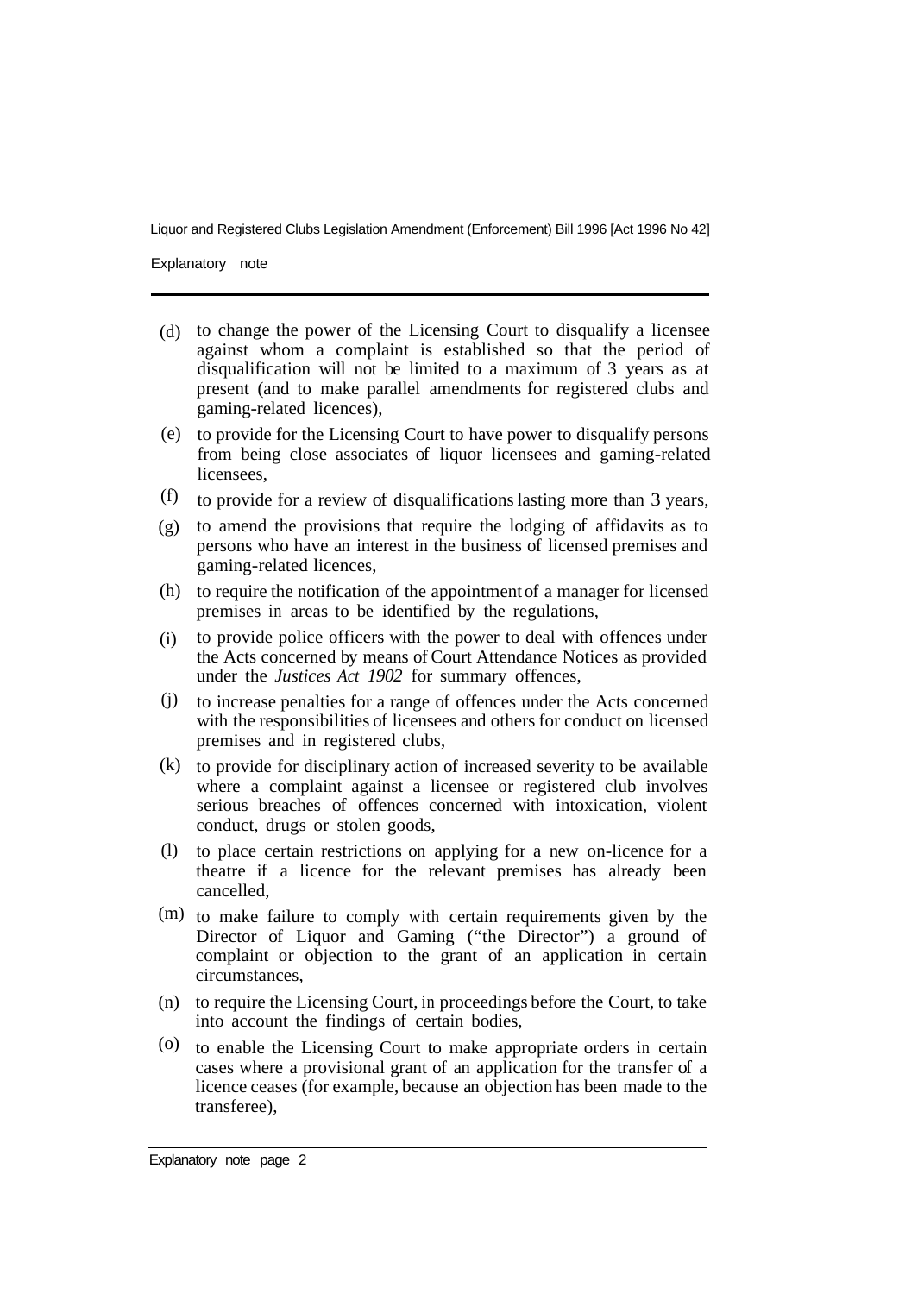(d) to change the power of the Licensing Court to disqualify a licensee against whom a complaint is established so that the period of disqualification will not be limited to a maximum of 3 years as at present (and to make parallel amendments for registered clubs and gaming-related licences),

(e) to provide for the Licensing Court to have power to disqualify persons from being close associates of liquor licensees and gaming-related licensees,

(f) to provide for a review of disqualifications lasting more than 3 years,

(g) to amend the provisions that require the lodging of affidavits as to persons who have an interest in the business of licensed premises and gaming-related licences,

(h) to require the notification of the appointment of a manager for licensed premises in areas to be identified by the regulations,

(i) to provide police officers with the power to deal with offences under the Acts concerned by means of Court Attendance Notices as provided under the *Justices Act 1902* for summary offences,

(j) to increase penalties for a range of offences under the Acts concerned with the responsibilities of licensees and others for conduct on licensed premises and in registered clubs,

(k) to provide for disciplinary action of increased severity to be available where a complaint against a licensee or registered club involves serious breaches of offences concerned with intoxication, violent conduct, drugs or stolen goods,

(l) to place certain restrictions on applying for a new on-licence for a theatre if a licence for the relevant premises has already been cancelled,

(m) to make failure to comply with certain requirements given by the Director of Liquor and Gaming ("the Director") a ground of complaint or objection to the grant of an application in certain circumstances,

(n) to require the Licensing Court, in proceedings before the Court, to take into account the findings of certain bodies,

(o) to enable the Licensing Court to make appropriate orders in certain cases where a provisional grant of an application for the transfer of a licence ceases (for example, because an objection has been made to the transferee),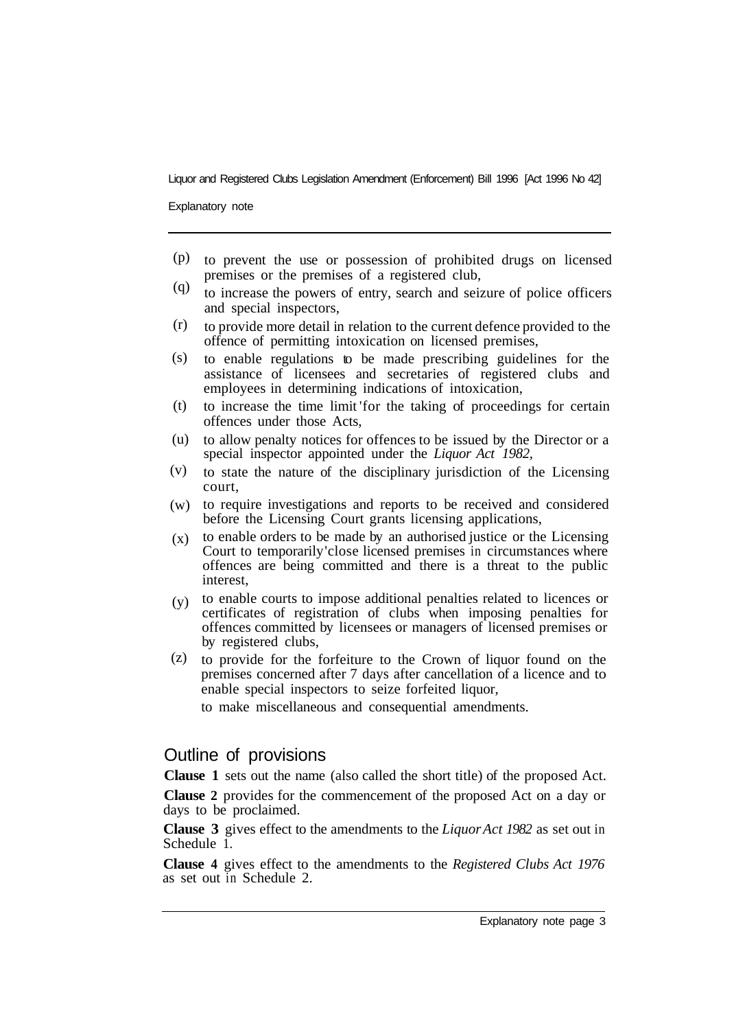(p) to prevent the use or possession of prohibited drugs on licensed premises or the premises of a registered club,

(q) to increase the powers of entry, search and seizure of police officers and special inspectors,

(r) to provide more detail in relation to the current defence provided to the offence of permitting intoxication on licensed premises,

(s) to enable regulations to be made prescribing guidelines for the assistance of licensees and secretaries of registered clubs and employees in determining indications of intoxication,

(t) to increase the time limit for the taking of proceedings for certain offences under those Acts,

(u) to allow penalty notices for offences to be issued by the Director or a special inspector appointed under the *Liquor Act 1982,*

(v) to state the nature of the disciplinary jurisdiction of the Licensing court,

(w) to require investigations and reports to be received and considered before the Licensing Court grants licensing applications,

(x) to enable orders to be made by an authorised justice or the Licensing Court to temporarily close licensed premises in circumstances where offences are being committed and there is a threat to the public interest,

(y) to enable courts to impose additional penalties related to licences or certificates of registration of clubs when imposing penalties for offences committed by licensees or managers of licensed premises or by registered clubs,

(z) to provide for the forfeiture to the Crown of liquor found on the premises concerned after 7 days after cancellation of a licence and to enable special inspectors to seize forfeited liquor,

to make miscellaneous and consequential amendments.

## Outline of provisions

**Clause 1** sets out the name (also called the short title) of the proposed Act.

**Clause 2** provides for the commencement of the proposed Act on a day or days to be proclaimed.

**Clause 3** gives effect to the amendments to the *Liquor Act 1982* as set out in Schedule 1.

**Clause 4** gives effect to the amendments to the *Registered Clubs Act 1976* as set out in Schedule 2.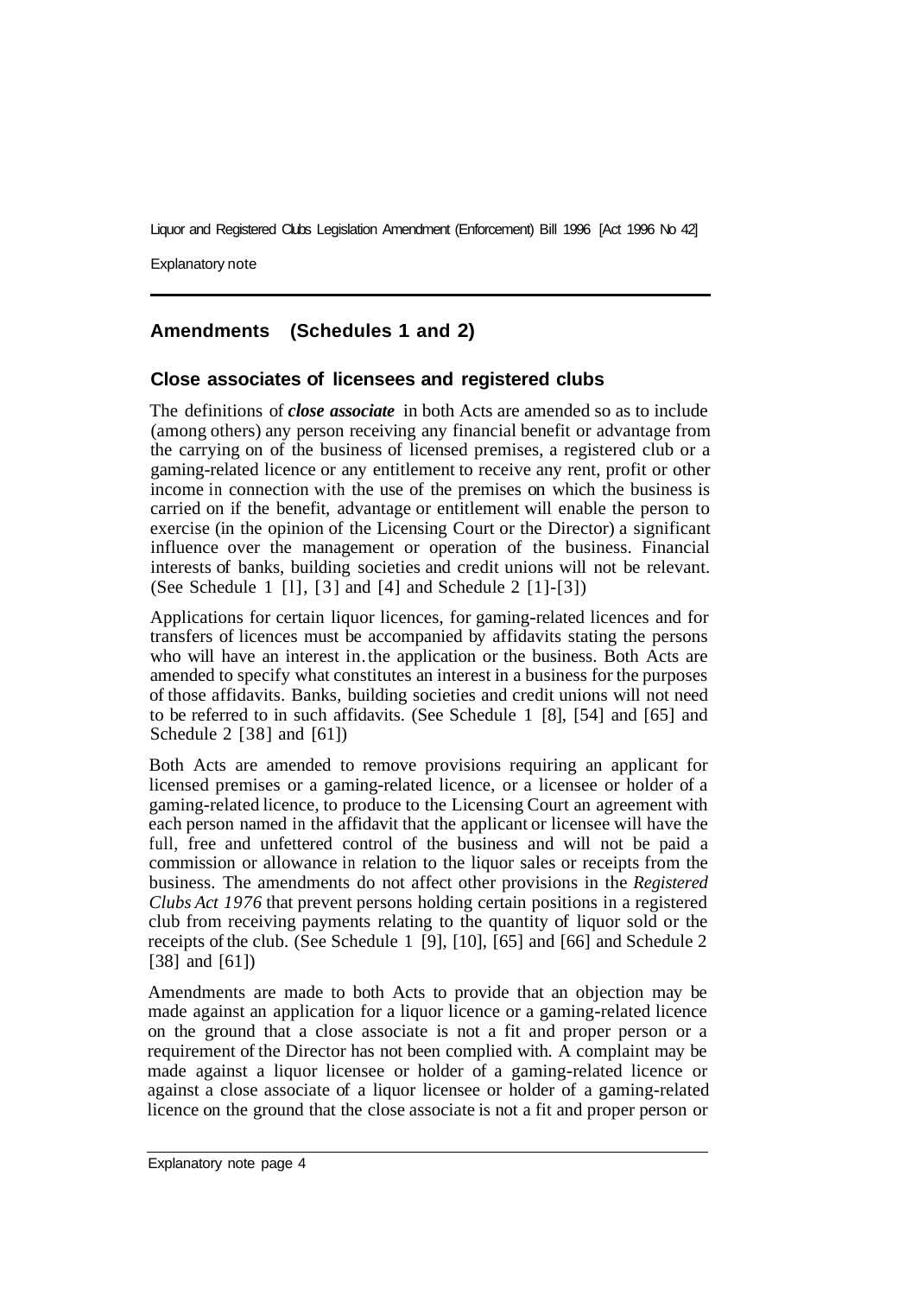## Amendments (Schedules 1 and 2)

### Close associates of licensees and registered clubs

The definitions of ***close associate*** in both Acts are amended so as to include (among others) any person receiving any financial benefit or advantage from the carrying on of the business of licensed premises, a registered club or a gaming-related licence or any entitlement to receive any rent, profit or other income in connection with the use of the premises on which the business is carried on if the benefit, advantage or entitlement will enable the person to exercise (in the opinion of the Licensing Court or the Director) a significant influence over the management or operation of the business. Financial interests of banks, building societies and credit unions will not be relevant. (See Schedule 1 [1], [3] and [4] and Schedule 2 [1]-[3])

Applications for certain liquor licences, for gaming-related licences and for transfers of licences must be accompanied by affidavits stating the persons who will have an interest in the application or the business. Both Acts are amended to specify what constitutes an interest in a business for the purposes of those affidavits. Banks, building societies and credit unions will not need to be referred to in such affidavits. (See Schedule 1 [8], [54] and [65] and Schedule 2 [38] and [61])

Both Acts are amended to remove provisions requiring an applicant for licensed premises or a gaming-related licence, or a licensee or holder of a gaming-related licence, to produce to the Licensing Court an agreement with each person named in the affidavit that the applicant or licensee will have the full, free and unfettered control of the business and will not be paid a commission or allowance in relation to the liquor sales or receipts from the business. The amendments do not affect other provisions in the *Registered Clubs Act 1976* that prevent persons holding certain positions in a registered club from receiving payments relating to the quantity of liquor sold or the receipts of the club. (See Schedule 1 [9], [10], [65] and [66] and Schedule 2 [38] and [61])

Amendments are made to both Acts to provide that an objection may be made against an application for a liquor licence or a gaming-related licence on the ground that a close associate is not a fit and proper person or a requirement of the Director has not been complied with. A complaint may be made against a liquor licensee or holder of a gaming-related licence or against a close associate of a liquor licensee or holder of a gaming-related licence on the ground that the close associate is not a fit and proper person or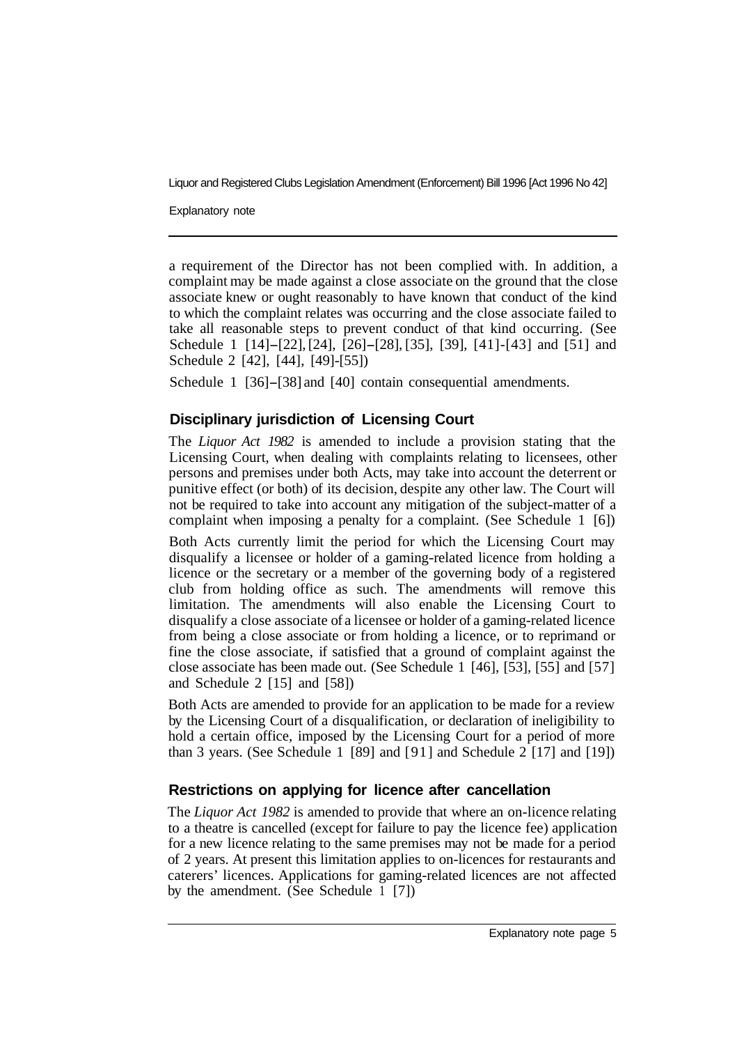a requirement of the Director has not been complied with. In addition, a complaint may be made against a close associate on the ground that the close associate knew or ought reasonably to have known that conduct of the kind to which the complaint relates was occurring and the close associate failed to take all reasonable steps to prevent conduct of that kind occurring. (See Schedule 1 [14]–[22], [24], [26]–[28], [35], [39], [41]-[43] and [51] and Schedule 2 [42], [44], [49]-[55])

Schedule 1 [36]–[38] and [40] contain consequential amendments.

## Disciplinary jurisdiction of Licensing Court

The *Liquor Act 1982* is amended to include a provision stating that the Licensing Court, when dealing with complaints relating to licensees, other persons and premises under both Acts, may take into account the deterrent or punitive effect (or both) of its decision, despite any other law. The Court will not be required to take into account any mitigation of the subject-matter of a complaint when imposing a penalty for a complaint. (See Schedule 1 [6])

Both Acts currently limit the period for which the Licensing Court may disqualify a licensee or holder of a gaming-related licence from holding a licence or the secretary or a member of the governing body of a registered club from holding office as such. The amendments will remove this limitation. The amendments will also enable the Licensing Court to disqualify a close associate of a licensee or holder of a gaming-related licence from being a close associate or from holding a licence, or to reprimand or fine the close associate, if satisfied that a ground of complaint against the close associate has been made out. (See Schedule 1 [46], [53], [55] and [57] and Schedule 2 [15] and [58])

Both Acts are amended to provide for an application to be made for a review by the Licensing Court of a disqualification, or declaration of ineligibility to hold a certain office, imposed by the Licensing Court for a period of more than 3 years. (See Schedule 1 [89] and [91] and Schedule 2 [17] and [19])

## Restrictions on applying for licence after cancellation

The *Liquor Act 1982* is amended to provide that where an on-licence relating to a theatre is cancelled (except for failure to pay the licence fee) application for a new licence relating to the same premises may not be made for a period of 2 years. At present this limitation applies to on-licences for restaurants and caterers' licences. Applications for gaming-related licences are not affected by the amendment. (See Schedule 1 [7])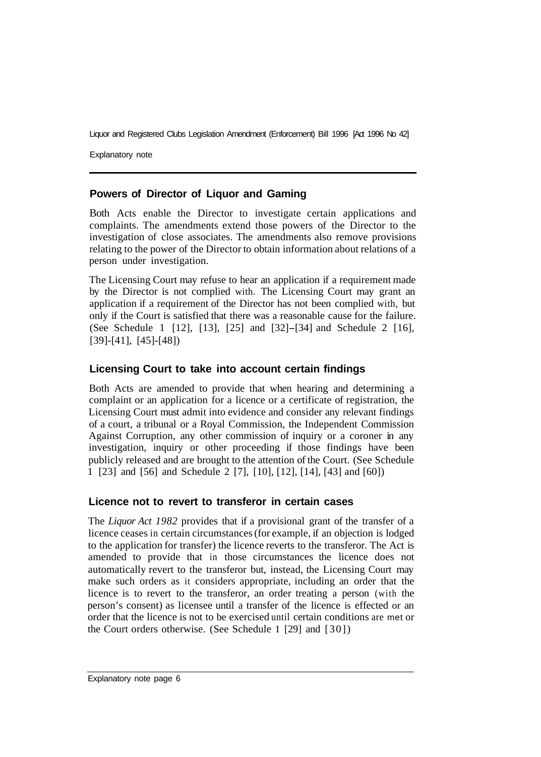## Powers of Director of Liquor and Gaming

Both Acts enable the Director to investigate certain applications and complaints. The amendments extend those powers of the Director to the investigation of close associates. The amendments also remove provisions relating to the power of the Director to obtain information about relations of a person under investigation.

The Licensing Court may refuse to hear an application if a requirement made by the Director is not complied with. The Licensing Court may grant an application if a requirement of the Director has not been complied with, but only if the Court is satisfied that there was a reasonable cause for the failure. (See Schedule 1 [12], [13], [25] and [32]–[34] and Schedule 2 [16], [39]-[41], [45]-[48])

## Licensing Court to take into account certain findings

Both Acts are amended to provide that when hearing and determining a complaint or an application for a licence or a certificate of registration, the Licensing Court must admit into evidence and consider any relevant findings of a court, a tribunal or a Royal Commission, the Independent Commission Against Corruption, any other commission of inquiry or a coroner in any investigation, inquiry or other proceeding if those findings have been publicly released and are brought to the attention of the Court. (See Schedule 1 [23] and [56] and Schedule 2 [7], [10], [12], [14], [43] and [60])

## Licence not to revert to transferor in certain cases

The *Liquor Act 1982* provides that if a provisional grant of the transfer of a licence ceases in certain circumstances (for example, if an objection is lodged to the application for transfer) the licence reverts to the transferor. The Act is amended to provide that in those circumstances the licence does not automatically revert to the transferor but, instead, the Licensing Court may make such orders as it considers appropriate, including an order that the licence is to revert to the transferor, an order treating a person (with the person's consent) as licensee until a transfer of the licence is effected or an order that the licence is not to be exercised until certain conditions are met or the Court orders otherwise. (See Schedule 1 [29] and [30])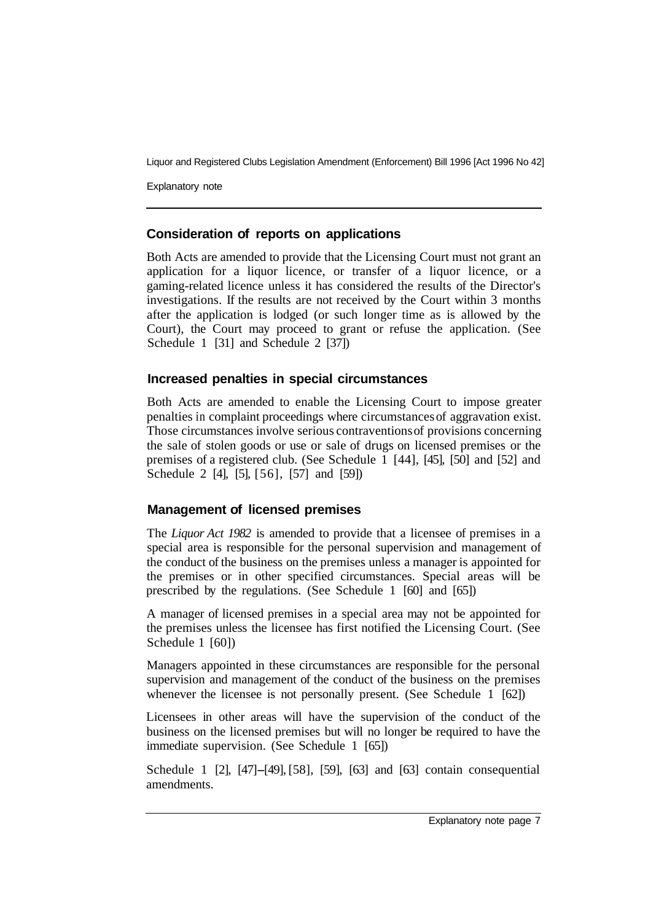## Consideration of reports on applications

Both Acts are amended to provide that the Licensing Court must not grant an application for a liquor licence, or transfer of a liquor licence, or a gaming-related licence unless it has considered the results of the Director's investigations. If the results are not received by the Court within 3 months after the application is lodged (or such longer time as is allowed by the Court), the Court may proceed to grant or refuse the application. (See Schedule 1 [31] and Schedule 2 [37])

## Increased penalties in special circumstances

Both Acts are amended to enable the Licensing Court to impose greater penalties in complaint proceedings where circumstances of aggravation exist. Those circumstances involve serious contraventions of provisions concerning the sale of stolen goods or use or sale of drugs on licensed premises or the premises of a registered club. (See Schedule 1 [44], [45], [50] and [52] and Schedule 2 [4], [5], [56], [57] and [59])

## Management of licensed premises

The *Liquor Act 1982* is amended to provide that a licensee of premises in a special area is responsible for the personal supervision and management of the conduct of the business on the premises unless a manager is appointed for the premises or in other specified circumstances. Special areas will be prescribed by the regulations. (See Schedule 1 [60] and [65])

A manager of licensed premises in a special area may not be appointed for the premises unless the licensee has first notified the Licensing Court. (See Schedule 1 [60])

Managers appointed in these circumstances are responsible for the personal supervision and management of the conduct of the business on the premises whenever the licensee is not personally present. (See Schedule 1 [62])

Licensees in other areas will have the supervision of the conduct of the business on the licensed premises but will no longer be required to have the immediate supervision. (See Schedule 1 [65])

Schedule 1 [2], [47]–[49], [58], [59], [63] and [63] contain consequential amendments.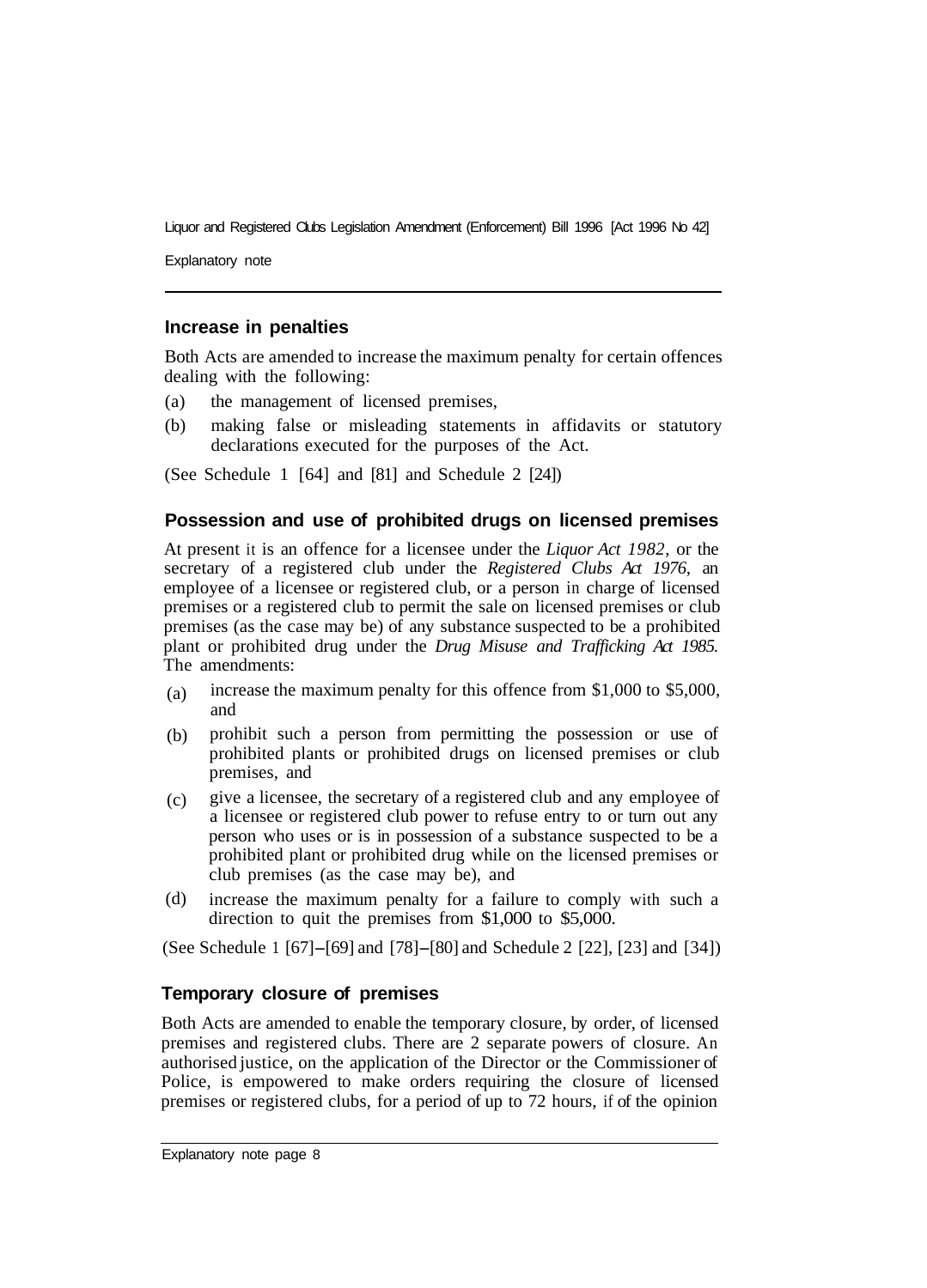### Increase in penalties

Both Acts are amended to increase the maximum penalty for certain offences dealing with the following:

(a) the management of licensed premises,

(b) making false or misleading statements in affidavits or statutory declarations executed for the purposes of the Act.

(See Schedule 1 [64] and [81] and Schedule 2 [24])

### Possession and use of prohibited drugs on licensed premises

At present it is an offence for a licensee under the *Liquor Act 1982,* or the secretary of a registered club under the *Registered Clubs Act 1976,* an employee of a licensee or registered club, or a person in charge of licensed premises or a registered club to permit the sale on licensed premises or club premises (as the case may be) of any substance suspected to be a prohibited plant or prohibited drug under the *Drug Misuse and Trafficking Act 1985.* The amendments:

(a) increase the maximum penalty for this offence from $1,000 to $5,000, and

(b) prohibit such a person from permitting the possession or use of prohibited plants or prohibited drugs on licensed premises or club premises, and

(c) give a licensee, the secretary of a registered club and any employee of a licensee or registered club power to refuse entry to or turn out any person who uses or is in possession of a substance suspected to be a prohibited plant or prohibited drug while on the licensed premises or club premises (as the case may be), and

(d) increase the maximum penalty for a failure to comply with such a direction to quit the premises from $1,000 to $5,000.

(See Schedule 1 [67]–[69] and [78]–[80] and Schedule 2 [22], [23] and [34])

### Temporary closure of premises

Both Acts are amended to enable the temporary closure, by order, of licensed premises and registered clubs. There are 2 separate powers of closure. An authorised justice, on the application of the Director or the Commissioner of Police, is empowered to make orders requiring the closure of licensed premises or registered clubs, for a period of up to 72 hours, if of the opinion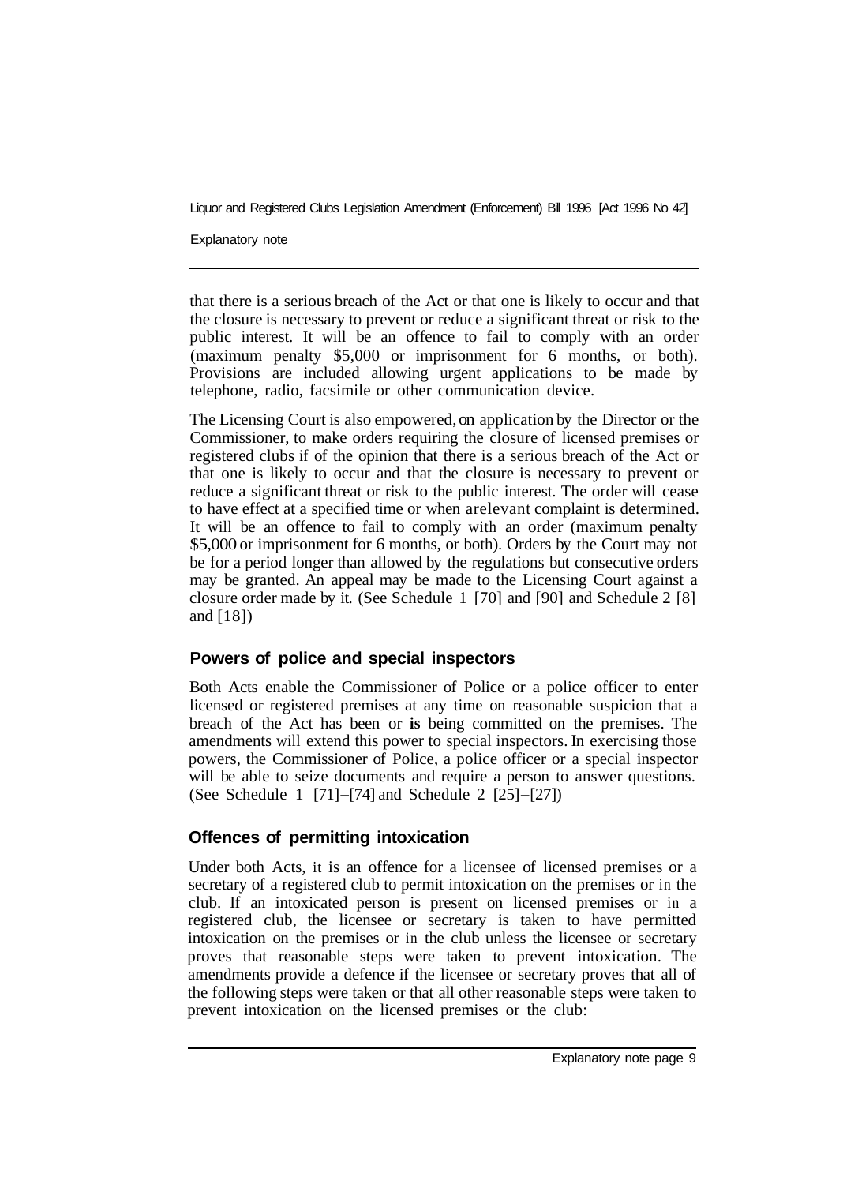that there is a serious breach of the Act or that one is likely to occur and that the closure is necessary to prevent or reduce a significant threat or risk to the public interest. It will be an offence to fail to comply with an order (maximum penalty $5,000 or imprisonment for 6 months, or both). Provisions are included allowing urgent applications to be made by telephone, radio, facsimile or other communication device.

The Licensing Court is also empowered, on application by the Director or the Commissioner, to make orders requiring the closure of licensed premises or registered clubs if of the opinion that there is a serious breach of the Act or that one is likely to occur and that the closure is necessary to prevent or reduce a significant threat or risk to the public interest. The order will cease to have effect at a specified time or when arelevant complaint is determined. It will be an offence to fail to comply with an order (maximum penalty $5,000 or imprisonment for 6 months, or both). Orders by the Court may not be for a period longer than allowed by the regulations but consecutive orders may be granted. An appeal may be made to the Licensing Court against a closure order made by it. (See Schedule 1 [70] and [90] and Schedule 2 [8] and [18])

### Powers of police and special inspectors

Both Acts enable the Commissioner of Police or a police officer to enter licensed or registered premises at any time on reasonable suspicion that a breach of the Act has been or **is** being committed on the premises. The amendments will extend this power to special inspectors. In exercising those powers, the Commissioner of Police, a police officer or a special inspector will be able to seize documents and require a person to answer questions. (See Schedule 1 [71]–[74] and Schedule 2 [25]–[27])

### Offences of permitting intoxication

Under both Acts, it is an offence for a licensee of licensed premises or a secretary of a registered club to permit intoxication on the premises or in the club. If an intoxicated person is present on licensed premises or in a registered club, the licensee or secretary is taken to have permitted intoxication on the premises or in the club unless the licensee or secretary proves that reasonable steps were taken to prevent intoxication. The amendments provide a defence if the licensee or secretary proves that all of the following steps were taken or that all other reasonable steps were taken to prevent intoxication on the licensed premises or the club: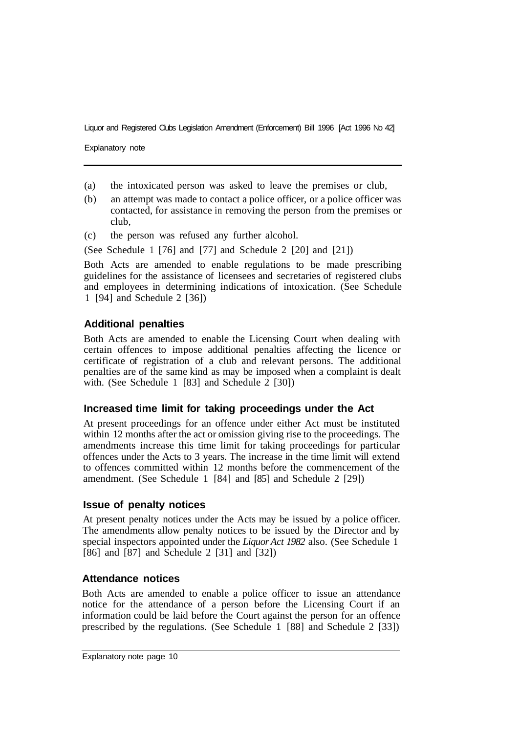(a) the intoxicated person was asked to leave the premises or club,

(b) an attempt was made to contact a police officer, or a police officer was contacted, for assistance in removing the person from the premises or club,

(c) the person was refused any further alcohol.

(See Schedule 1 [76] and [77] and Schedule 2 [20] and [21])

Both Acts are amended to enable regulations to be made prescribing guidelines for the assistance of licensees and secretaries of registered clubs and employees in determining indications of intoxication. (See Schedule 1 [94] and Schedule 2 [36])

### Additional penalties

Both Acts are amended to enable the Licensing Court when dealing with certain offences to impose additional penalties affecting the licence or certificate of registration of a club and relevant persons. The additional penalties are of the same kind as may be imposed when a complaint is dealt with. (See Schedule 1 [83] and Schedule 2 [30])

### Increased time limit for taking proceedings under the Act

At present proceedings for an offence under either Act must be instituted within 12 months after the act or omission giving rise to the proceedings. The amendments increase this time limit for taking proceedings for particular offences under the Acts to 3 years. The increase in the time limit will extend to offences committed within 12 months before the commencement of the amendment. (See Schedule 1 [84] and [85] and Schedule 2 [29])

### Issue of penalty notices

At present penalty notices under the Acts may be issued by a police officer. The amendments allow penalty notices to be issued by the Director and by special inspectors appointed under the *Liquor Act 1982* also. (See Schedule 1 [86] and [87] and Schedule 2 [31] and [32])

### Attendance notices

Both Acts are amended to enable a police officer to issue an attendance notice for the attendance of a person before the Licensing Court if an information could be laid before the Court against the person for an offence prescribed by the regulations. (See Schedule 1 [88] and Schedule 2 [33])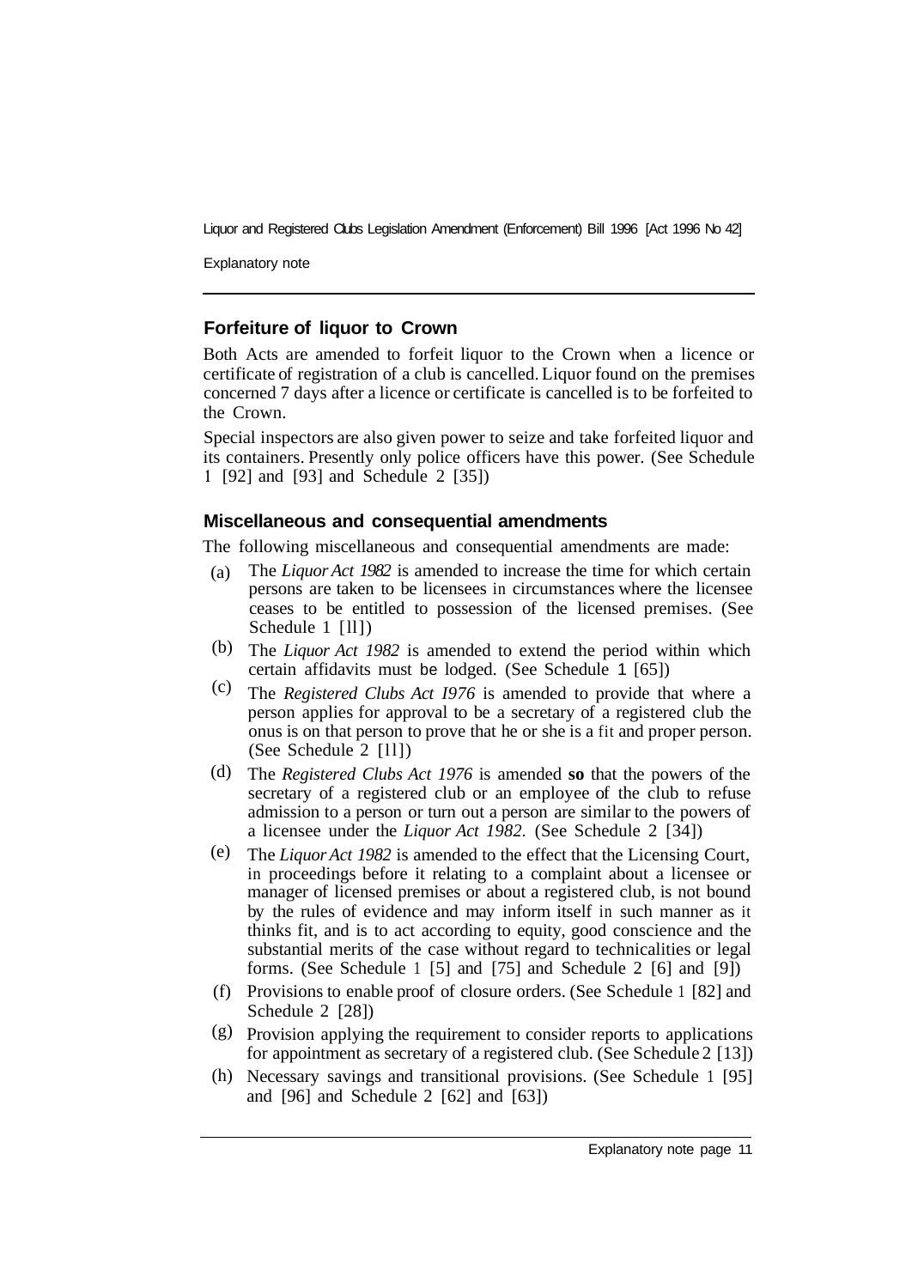### Forfeiture of liquor to Crown

Both Acts are amended to forfeit liquor to the Crown when a licence or certificate of registration of a club is cancelled. Liquor found on the premises concerned 7 days after a licence or certificate is cancelled is to be forfeited to the Crown.

Special inspectors are also given power to seize and take forfeited liquor and its containers. Presently only police officers have this power. (See Schedule 1 [92] and [93] and Schedule 2 [35])

### Miscellaneous and consequential amendments

The following miscellaneous and consequential amendments are made:

(a) The *Liquor Act 1982* is amended to increase the time for which certain persons are taken to be licensees in circumstances where the licensee ceases to be entitled to possession of the licensed premises. (See Schedule 1 [11])

(b) The *Liquor Act 1982* is amended to extend the period within which certain affidavits must be lodged. (See Schedule 1 [65])

(c) The *Registered Clubs Act 1976* is amended to provide that where a person applies for approval to be a secretary of a registered club the onus is on that person to prove that he or she is a fit and proper person. (See Schedule 2 [11])

(d) The *Registered Clubs Act 1976* is amended **so** that the powers of the secretary of a registered club or an employee of the club to refuse admission to a person or turn out a person are similar to the powers of a licensee under the *Liquor Act 1982*. (See Schedule 2 [34])

(e) The *Liquor Act 1982* is amended to the effect that the Licensing Court, in proceedings before it relating to a complaint about a licensee or manager of licensed premises or about a registered club, is not bound by the rules of evidence and may inform itself in such manner as it thinks fit, and is to act according to equity, good conscience and the substantial merits of the case without regard to technicalities or legal forms. (See Schedule 1 [5] and [75] and Schedule 2 [6] and [9])

(f) Provisions to enable proof of closure orders. (See Schedule 1 [82] and Schedule 2 [28])

(g) Provision applying the requirement to consider reports to applications for appointment as secretary of a registered club. (See Schedule 2 [13])

(h) Necessary savings and transitional provisions. (See Schedule 1 [95] and [96] and Schedule 2 [62] and [63])